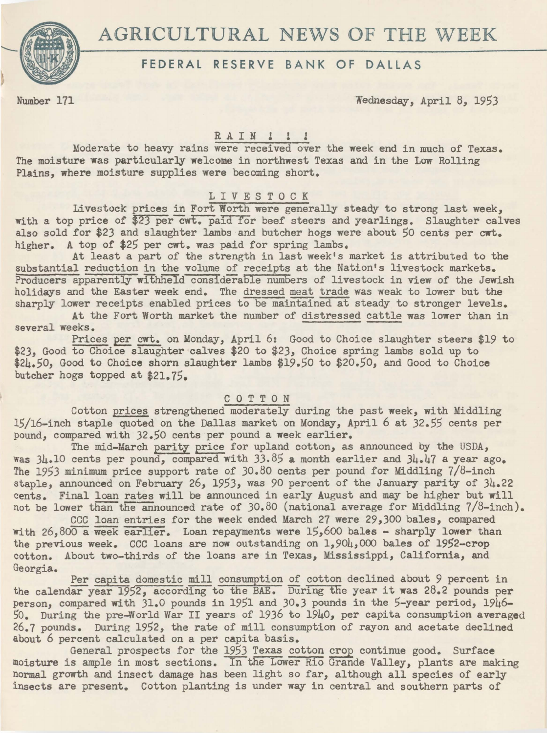# AGRICULTURAL NEWS OF THE WEEK

## FEDERAL RESERVE BANK OF DALLAS

Number 171 Wednesday, April 8, 1953

### RAIN ! ! !

Moderate to heavy rains were received over the week end in much of Texas. The moisture was particularly welcome in northwest Texas and in the Low Rolling Plains, where moisture supplies were becoming short.

### LIVESTOCK

Livestock prices in Fort Worth were generally steady to strong last week, with a top price of $23 per cwt. paid for beef steers and yearlings. Slaughter calves also sold for $23 and slaughter lambs and butcher hogs were about 50 cents per cwt. higher. A top of $25 per cwt. was paid for spring lambs.

At least a part of the strength in last week's market is attributed to the substantial reduction in the volume of receipts at the Nation's livestock markets. Producers apparently withheld considerable numbers of livestock in view of the Jewish holidays and the Easter week end. The dressed meat trade was weak to lower but the sharply lower receipts enabled prices to be maintained at steady to stronger levels.

At the Fort Worth market the number of distressed cattle was lower than in several weeks.

Prices per cwt. on Monday, April 6: Good to Choice slaughter steers $19 to $23, Good to Choice slaughter calves $20 to $23, Choice spring lambs sold up to $24.50, Good to Choice shorn slaughter lambs $19.50 to $20.50, and Good to Choice butcher hogs topped at $21.75.

### COTTON

Cotton prices strengthened moderately during the past week, with Middling 15/16-inch staple quoted on the Dallas market on Monday, April 6 at 32.55 cents per pound, compared with 32.50 cents per pound a week earlier.

The mid-March parity price for upland cotton, as announced by the USDA, was 34.10 cents per pound, compared with 33.85 a month earlier and 34.47 a year ago. The 1953 minimum price support rate of 30.80 cents per pound for Middling 7/8-inch staple, announced on February 26, 1953, was 90 percent of the January parity of 34.22 cents. Final loan rates will be announced in early August and may be higher but will not be lower than the announced rate of 30.80 (national average for Middling 7/8-inch).

CCC loan entries for the week ended March 27 were 29,300 bales, compared with 26,800 a week earlier. Loan repayments were 15,600 bales - sharply lower than the previous week. CCC loans are now outstanding on 1,904,000 bales of 1952-crop cotton. About two-thirds of the loans are in Texas, Mississippi, California, and Georgia.

Per capita domestic mill consumption of cotton declined about 9 percent in the calendar year 1952, according to the BAE. During the year it was 28.2 pounds per person, compared with 31.0 pounds in 1951 and 30.3 pounds in the 5-year period, 1946-50. During the pre-World War II years of 1936 to 1940, per capita consumption averaged 26.7 pounds. During 1952, the rate of mill consumption of rayon and acetate declined about 6 percent calculated on a per capita basis.

General prospects for the 1953 Texas cotton crop continue good. Surface moisture is ample in most sections. In the Lower Rio Grande Valley, plants are making normal growth and insect damage has been light so far, although all species of early insects are present. Cotton planting is under way in central and southern parts of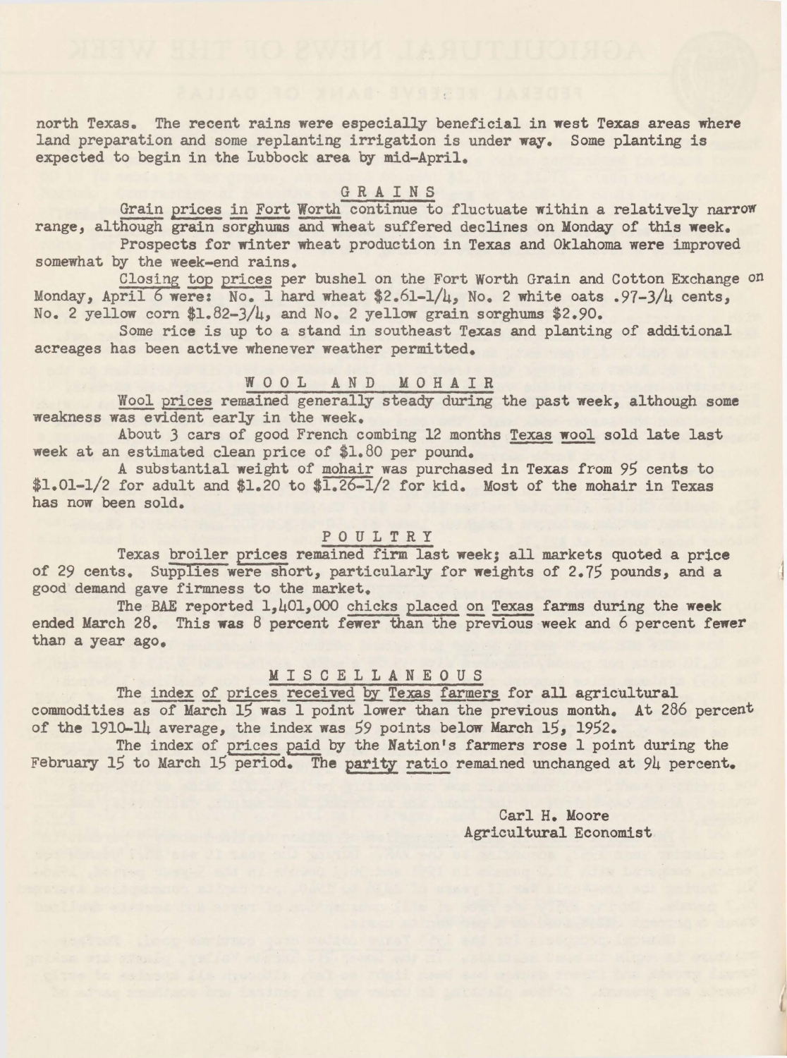north Texas. The recent rains were especially beneficial in west Texas areas where land preparation and some replanting irrigation is under way. Some planting is expected to begin in the Lubbock area by mid-April.

## GRAINS

Grain prices in Fort Worth continue to fluctuate within a relatively narrow range, although grain sorghums and wheat suffered declines on Monday of this week.

Prospects for winter wheat production in Texas and Oklahoma were improved somewhat by the week-end rains.

Closing top prices per bushel on the Fort Worth Grain and Cotton Exchange on Monday, April 6 were: No. 1 hard wheat $2.61-1/4, No. 2 white oats .97-3/4 cents, No. 2 yellow corn $1.82-3/4, and No. 2 yellow grain sorghums $2.90.

Some rice is up to a stand in southeast Texas and planting of additional acreages has been active whenever weather permitted.

## WOOL AND MOHAIR

Wool prices remained generally steady during the past week, although some weakness was evident early in the week.

About 3 cars of good French combing 12 months Texas wool sold late last week at an estimated clean price of $1.80 per pound.

A substantial weight of mohair was purchased in Texas from 95 cents to $1.01-1/2 for adult and $1.20 to $1.26-1/2 for kid. Most of the mohair in Texas has now been sold.

## POULTRY

Texas broiler prices remained firm last week; all markets quoted a price of 29 cents. Supplies were short, particularly for weights of 2.75 pounds, and a good demand gave firmness to the market.

The BAE reported 1,401,000 chicks placed on Texas farms during the week ended March 28. This was 8 percent fewer than the previous week and 6 percent fewer than a year ago.

## MISCELLANEOUS

The index of prices received by Texas farmers for all agricultural commodities as of March 15 was 1 point lower than the previous month. At 286 percent of the 1910-14 average, the index was 59 points below March 15, 1952.

The index of prices paid by the Nation's farmers rose 1 point during the February 15 to March 15 period. The parity ratio remained unchanged at 94 percent.

Carl H. Moore
Agricultural Economist